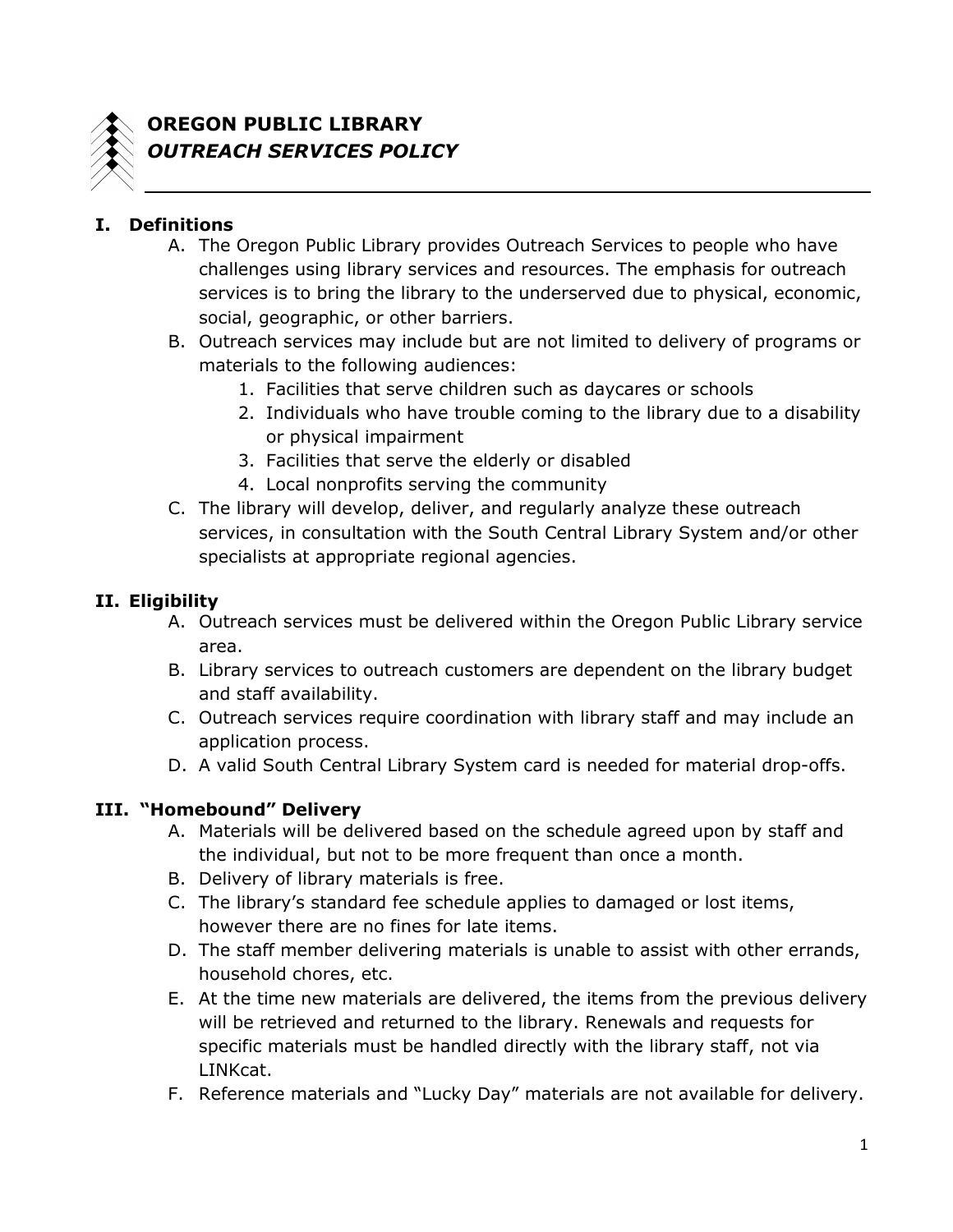# OREGON PUBLIC LIBRARY
## *OUTREACH SERVICES POLICY*

---

### I. Definitions

A. The Oregon Public Library provides Outreach Services to people who have challenges using library services and resources. The emphasis for outreach services is to bring the library to the underserved due to physical, economic, social, geographic, or other barriers.

B. Outreach services may include but are not limited to delivery of programs or materials to the following audiences:
   1. Facilities that serve children such as daycares or schools
   2. Individuals who have trouble coming to the library due to a disability or physical impairment
   3. Facilities that serve the elderly or disabled
   4. Local nonprofits serving the community

C. The library will develop, deliver, and regularly analyze these outreach services, in consultation with the South Central Library System and/or other specialists at appropriate regional agencies.

### II. Eligibility

A. Outreach services must be delivered within the Oregon Public Library service area.

B. Library services to outreach customers are dependent on the library budget and staff availability.

C. Outreach services require coordination with library staff and may include an application process.

D. A valid South Central Library System card is needed for material drop-offs.

### III. "Homebound" Delivery

A. Materials will be delivered based on the schedule agreed upon by staff and the individual, but not to be more frequent than once a month.

B. Delivery of library materials is free.

C. The library's standard fee schedule applies to damaged or lost items, however there are no fines for late items.

D. The staff member delivering materials is unable to assist with other errands, household chores, etc.

E. At the time new materials are delivered, the items from the previous delivery will be retrieved and returned to the library. Renewals and requests for specific materials must be handled directly with the library staff, not via LINKcat.

F. Reference materials and "Lucky Day" materials are not available for delivery.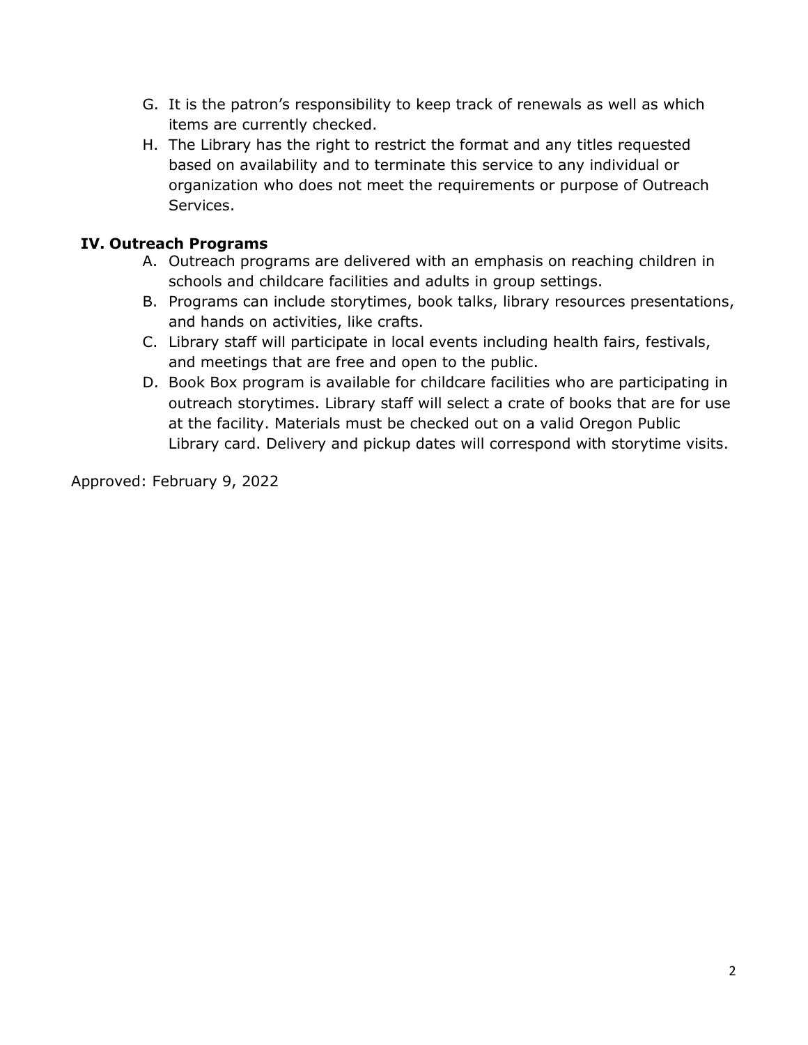G. It is the patron's responsibility to keep track of renewals as well as which items are currently checked.
H. The Library has the right to restrict the format and any titles requested based on availability and to terminate this service to any individual or organization who does not meet the requirements or purpose of Outreach Services.

## IV. Outreach Programs

A. Outreach programs are delivered with an emphasis on reaching children in schools and childcare facilities and adults in group settings.
B. Programs can include storytimes, book talks, library resources presentations, and hands on activities, like crafts.
C. Library staff will participate in local events including health fairs, festivals, and meetings that are free and open to the public.
D. Book Box program is available for childcare facilities who are participating in outreach storytimes. Library staff will select a crate of books that are for use at the facility. Materials must be checked out on a valid Oregon Public Library card. Delivery and pickup dates will correspond with storytime visits.

Approved: February 9, 2022